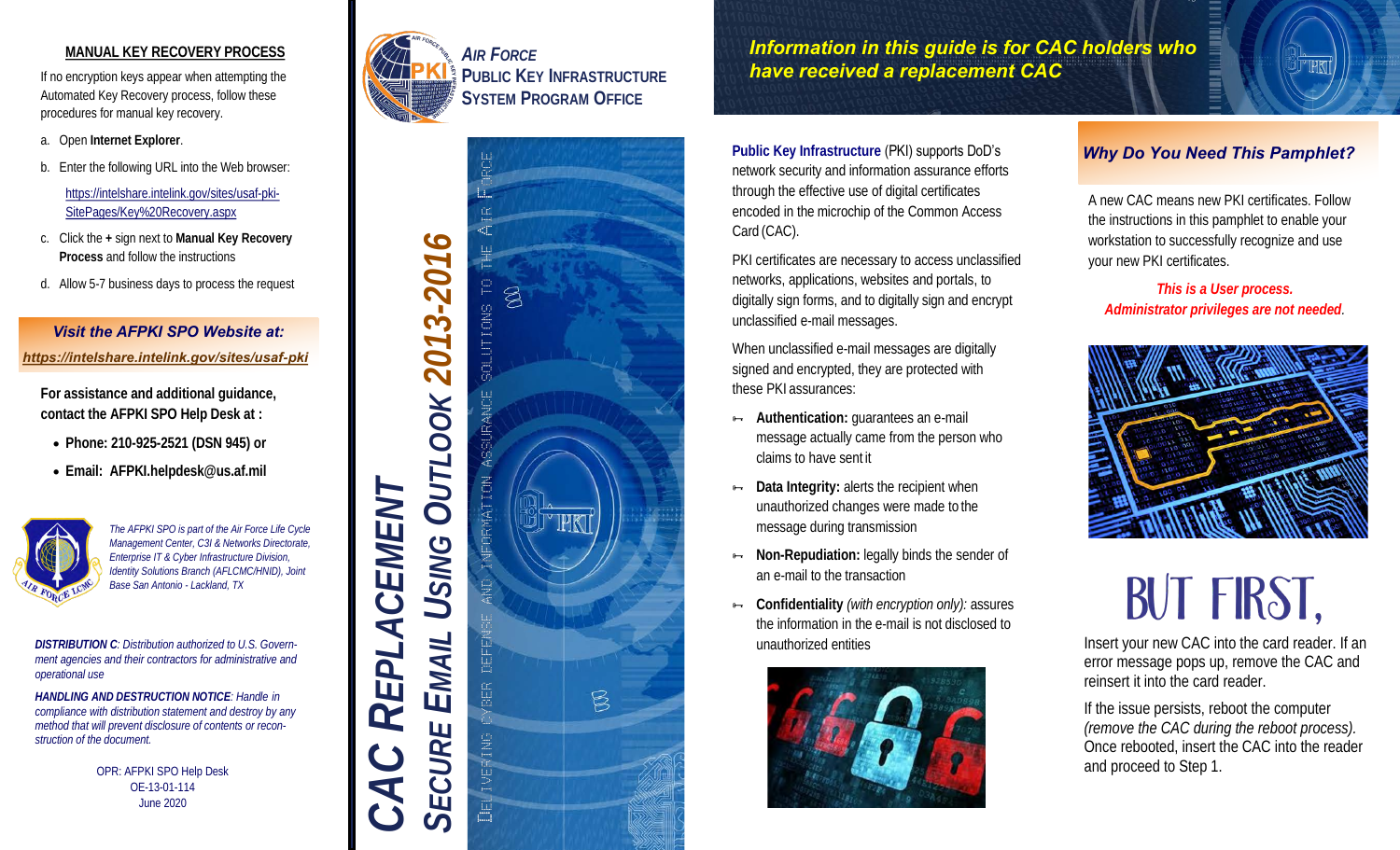## MANUAL KEY RECOVERY PROCESS

If no encryption keys appear when attempting the Automated Key Recovery process, follow these procedures for manual key recovery.

a. Open **Internet Explorer**.

b. Enter the following URL into the Web browser:

https://intelshare.intelink.gov/sites/usaf-pki-SitePages/Key%20Recovery.aspx

c. Click the **+** sign next to **Manual Key Recovery Process** and follow the instructions

d. Allow 5-7 business days to process the request

***Visit the AFPKI SPO Website at:***
***https://intelshare.intelink.gov/sites/usaf-pki***

**For assistance and additional guidance, contact the AFPKI SPO Help Desk at :**

- **Phone: 210-925-2521 (DSN 945) or**
- **Email: AFPKI.helpdesk@us.af.mil**

*The AFPKI SPO is part of the Air Force Life Cycle Management Center, C3I & Networks Directorate, Enterprise IT & Cyber Infrastructure Division, Identity Solutions Branch (AFLCMC/HNID), Joint Base San Antonio - Lackland, TX*

***DISTRIBUTION C**: Distribution authorized to U.S. Government agencies and their contractors for administrative and operational use*

***HANDLING AND DESTRUCTION NOTICE**: Handle in compliance with distribution statement and destroy by any method that will prevent disclosure of contents or reconstruction of the document.*

OPR: AFPKI SPO Help Desk
OE-13-01-114
June 2020

***AIR FORCE PUBLIC KEY INFRASTRUCTURE SYSTEM PROGRAM OFFICE***

# *CAC REPLACEMENT*
## *SECURE EMAIL USING OUTLOOK 2013-2016*

DELIVERING CYBER DEFENSE AND INFORMATION ASSURANCE SOLUTIONS TO THE AIR FORCE

***Information in this guide is for CAC holders who have received a replacement CAC***

**Public Key Infrastructure** (PKI) supports DoD's network security and information assurance efforts through the effective use of digital certificates encoded in the microchip of the Common Access Card (CAC).

PKI certificates are necessary to access unclassified networks, applications, websites and portals, to digitally sign forms, and to digitally sign and encrypt unclassified e-mail messages.

When unclassified e-mail messages are digitally signed and encrypted, they are protected with these PKI assurances:

- **Authentication:** guarantees an e-mail message actually came from the person who claims to have sent it
- **Data Integrity:** alerts the recipient when unauthorized changes were made to the message during transmission
- **Non-Repudiation:** legally binds the sender of an e-mail to the transaction
- **Confidentiality** *(with encryption only):* assures the information in the e-mail is not disclosed to unauthorized entities

### *Why Do You Need This Pamphlet?*

A new CAC means new PKI certificates. Follow the instructions in this pamphlet to enable your workstation to successfully recognize and use your new PKI certificates.

***This is a User process.***
***Administrator privileges are not needed.***

# BUT FIRST,

Insert your new CAC into the card reader. If an error message pops up, remove the CAC and reinsert it into the card reader.

If the issue persists, reboot the computer *(remove the CAC during the reboot process).* Once rebooted, insert the CAC into the reader and proceed to Step 1.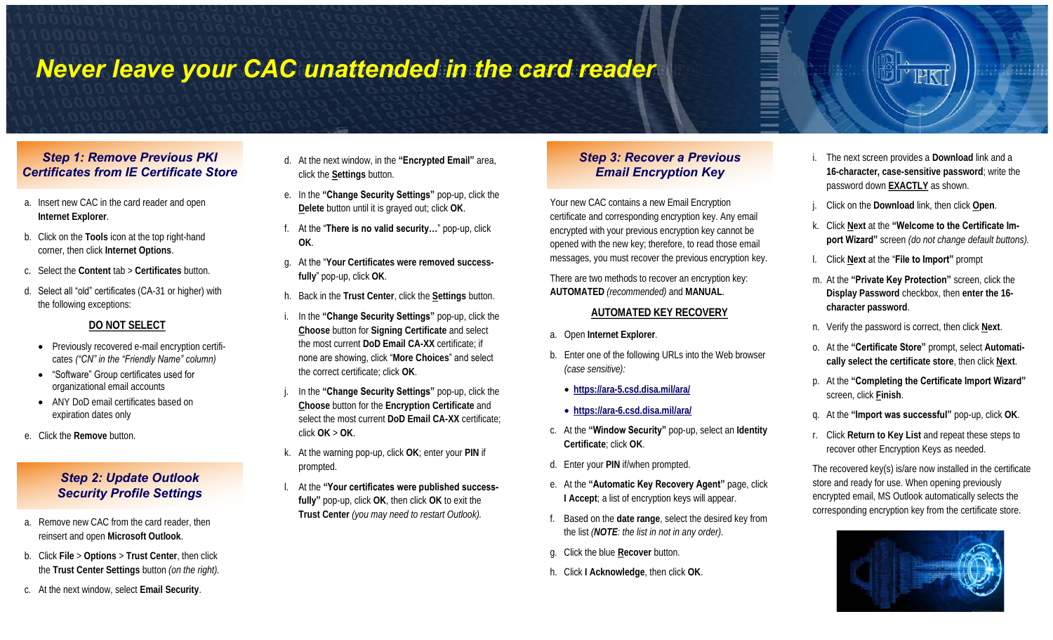# Never leave your CAC unattended in the card reader

## Step 1: Remove Previous PKI Certificates from IE Certificate Store

a. Insert new CAC in the card reader and open **Internet Explorer**.

b. Click on the **Tools** icon at the top right-hand corner, then click **Internet Options**.

c. Select the **Content** tab > **Certificates** button.

d. Select all "old" certificates (CA-31 or higher) with the following exceptions:

**DO NOT SELECT**

- Previously recovered e-mail encryption certificates *("CN" in the "Friendly Name" column)*
- "Software" Group certificates used for organizational email accounts
- ANY DoD email certificates based on expiration dates only

e. Click the **Remove** button.

## Step 2: Update Outlook Security Profile Settings

a. Remove new CAC from the card reader, then reinsert and open **Microsoft Outlook**.

b. Click **File** > **Options** > **Trust Center**, then click the **Trust Center Settings** button *(on the right).*

c. At the next window, select **Email Security**.

d. At the next window, in the **"Encrypted Email"** area, click the **Settings** button.

e. In the **"Change Security Settings"** pop-up, click the **Delete** button until it is grayed out; click **OK**.

f. At the "**There is no valid security…**" pop-up, click **OK**.

g. At the "**Your Certificates were removed successfully**" pop-up, click **OK**.

h. Back in the **Trust Center**, click the **Settings** button.

i. In the **"Change Security Settings"** pop-up, click the **Choose** button for **Signing Certificate** and select the most current **DoD Email CA-XX** certificate; if none are showing, click "**More Choices**" and select the correct certificate; click **OK**.

j. In the **"Change Security Settings"** pop-up, click the **Choose** button for the **Encryption Certificate** and select the most current **DoD Email CA-XX** certificate; click **OK** > **OK**.

k. At the warning pop-up, click **OK**; enter your **PIN** if prompted.

l. At the **"Your certificates were published successfully"** pop-up, click **OK**, then click **OK** to exit the **Trust Center** *(you may need to restart Outlook).*

## Step 3: Recover a Previous Email Encryption Key

Your new CAC contains a new Email Encryption certificate and corresponding encryption key. Any email encrypted with your previous encryption key cannot be opened with the new key; therefore, to read those email messages, you must recover the previous encryption key.

There are two methods to recover an encryption key: **AUTOMATED** *(recommended)* and **MANUAL**.

**AUTOMATED KEY RECOVERY**

a. Open **Internet Explorer**.

b. Enter one of the following URLs into the Web browser *(case sensitive):*

- **https://ara-5.csd.disa.mil/ara/**
- **https://ara-6.csd.disa.mil/ara/**

c. At the **"Window Security"** pop-up, select an **Identity Certificate**; click **OK**.

d. Enter your **PIN** if/when prompted.

e. At the **"Automatic Key Recovery Agent"** page, click **I Accept**; a list of encryption keys will appear.

f. Based on the **date range**, select the desired key from the list *(**NOTE**: the list in not in any order).*

g. Click the blue **Recover** button.

h. Click **I Acknowledge**, then click **OK**.

i. The next screen provides a **Download** link and a **16-character, case-sensitive password**; write the password down **EXACTLY** as shown.

j. Click on the **Download** link, then click **Open**.

k. Click **Next** at the **"Welcome to the Certificate Import Wizard"** screen *(do not change default buttons).*

l. Click **Next** at the "**File to Import**" prompt

m. At the **"Private Key Protection"** screen, click the **Display Password** checkbox, then **enter the 16-character password**.

n. Verify the password is correct, then click **Next**.

o. At the **"Certificate Store"** prompt, select **Automatically select the certificate store**, then click **Next**.

p. At the **"Completing the Certificate Import Wizard"** screen, click **Finish**.

q. At the **"Import was successful"** pop-up, click **OK**.

r. Click **Return to Key List** and repeat these steps to recover other Encryption Keys as needed.

The recovered key(s) is/are now installed in the certificate store and ready for use. When opening previously encrypted email, MS Outlook automatically selects the corresponding encryption key from the certificate store.